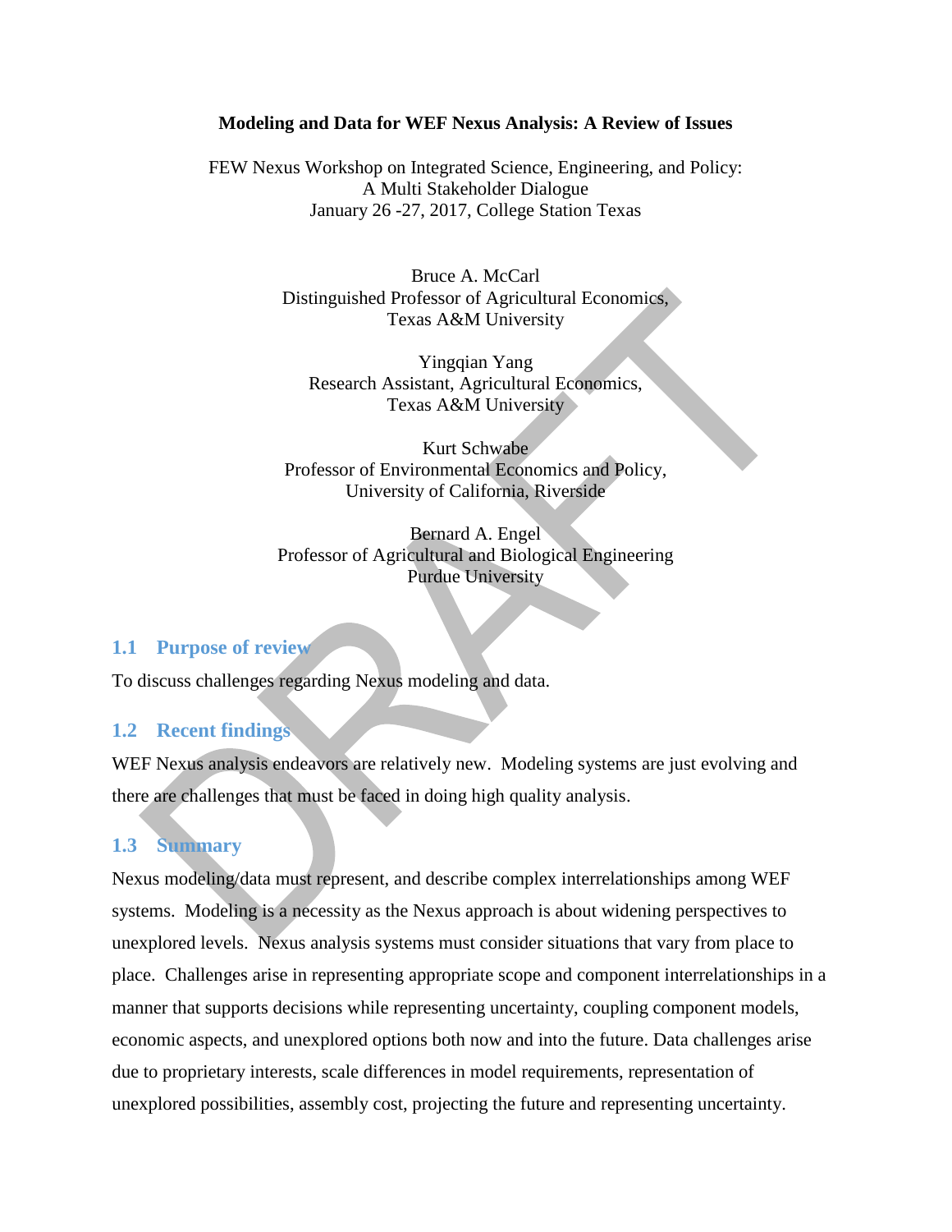**Modeling and Data for WEF Nexus Analysis: A Review of Issues**

FEW Nexus Workshop on Integrated Science, Engineering, and Policy:
A Multi Stakeholder Dialogue
January 26 -27, 2017, College Station Texas

Bruce A. McCarl
Distinguished Professor of Agricultural Economics,
Texas A&M University

Yingqian Yang
Research Assistant, Agricultural Economics,
Texas A&M University

Kurt Schwabe
Professor of Environmental Economics and Policy,
University of California, Riverside

Bernard A. Engel
Professor of Agricultural and Biological Engineering
Purdue University

## 1.1 Purpose of review

To discuss challenges regarding Nexus modeling and data.

## 1.2 Recent findings

WEF Nexus analysis endeavors are relatively new. Modeling systems are just evolving and there are challenges that must be faced in doing high quality analysis.

## 1.3 Summary

Nexus modeling/data must represent, and describe complex interrelationships among WEF systems. Modeling is a necessity as the Nexus approach is about widening perspectives to unexplored levels. Nexus analysis systems must consider situations that vary from place to place. Challenges arise in representing appropriate scope and component interrelationships in a manner that supports decisions while representing uncertainty, coupling component models, economic aspects, and unexplored options both now and into the future. Data challenges arise due to proprietary interests, scale differences in model requirements, representation of unexplored possibilities, assembly cost, projecting the future and representing uncertainty.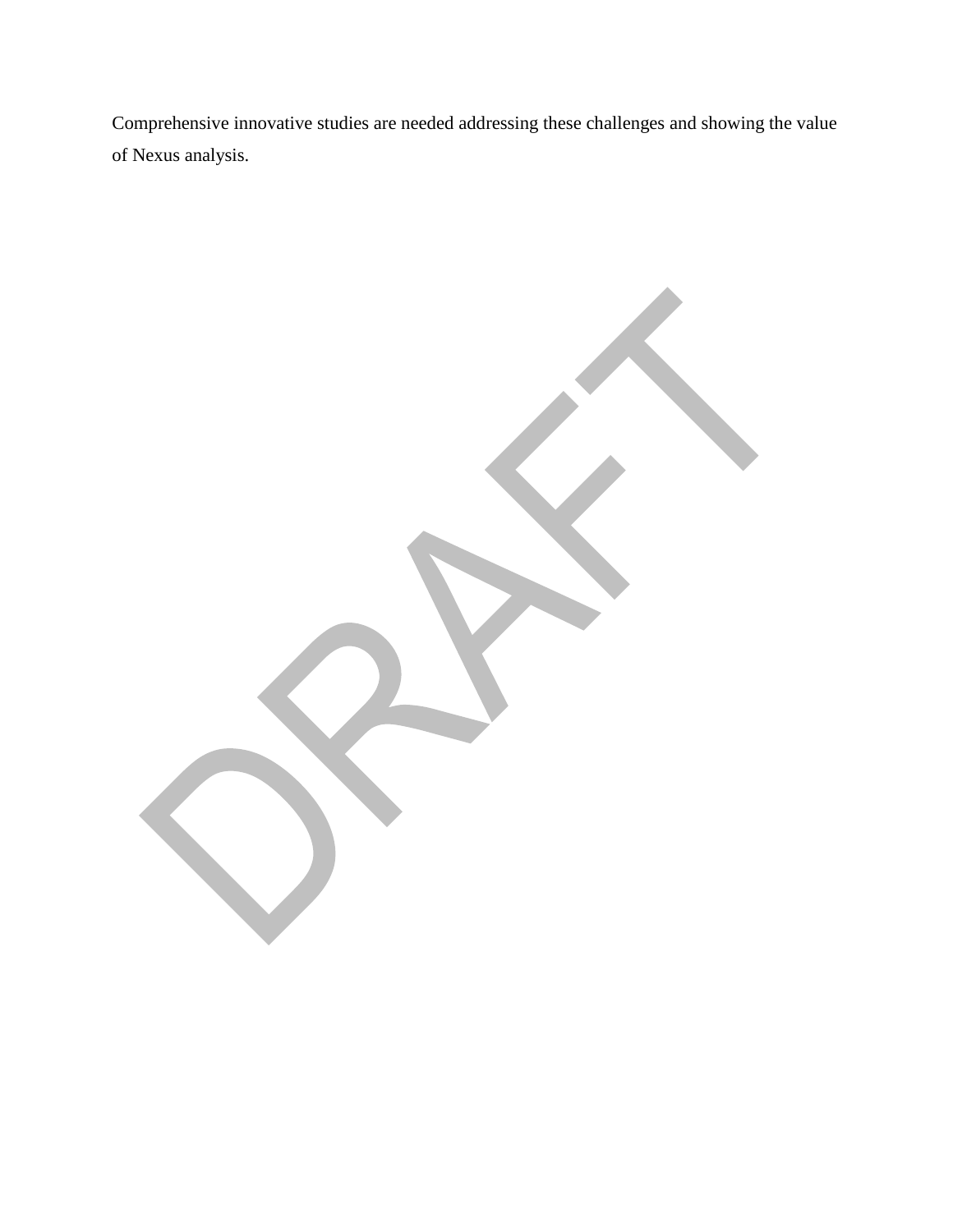Comprehensive innovative studies are needed addressing these challenges and showing the value of Nexus analysis.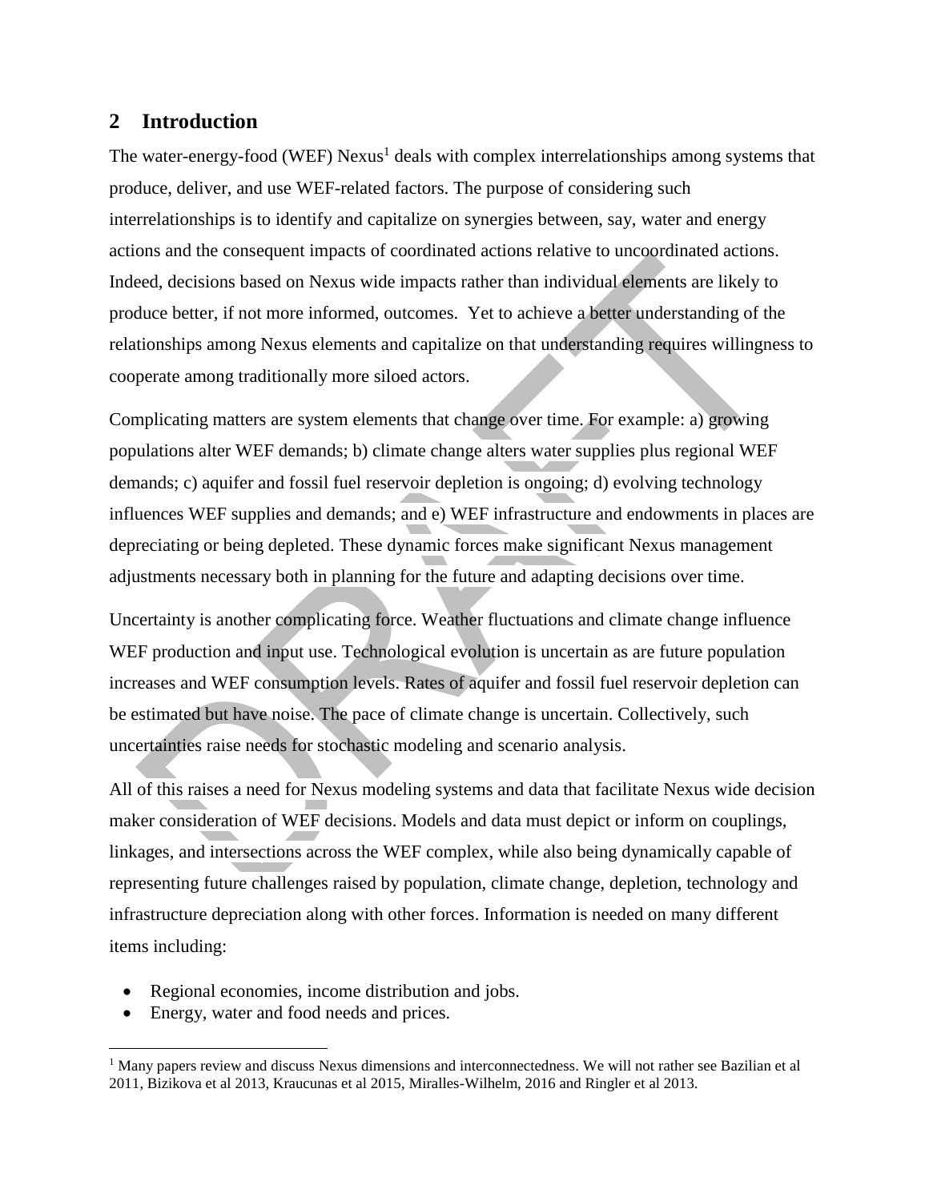## 2 Introduction

The water-energy-food (WEF) Nexus[1] deals with complex interrelationships among systems that produce, deliver, and use WEF-related factors. The purpose of considering such interrelationships is to identify and capitalize on synergies between, say, water and energy actions and the consequent impacts of coordinated actions relative to uncoordinated actions. Indeed, decisions based on Nexus wide impacts rather than individual elements are likely to produce better, if not more informed, outcomes. Yet to achieve a better understanding of the relationships among Nexus elements and capitalize on that understanding requires willingness to cooperate among traditionally more siloed actors.

Complicating matters are system elements that change over time. For example: a) growing populations alter WEF demands; b) climate change alters water supplies plus regional WEF demands; c) aquifer and fossil fuel reservoir depletion is ongoing; d) evolving technology influences WEF supplies and demands; and e) WEF infrastructure and endowments in places are depreciating or being depleted. These dynamic forces make significant Nexus management adjustments necessary both in planning for the future and adapting decisions over time.

Uncertainty is another complicating force. Weather fluctuations and climate change influence WEF production and input use. Technological evolution is uncertain as are future population increases and WEF consumption levels. Rates of aquifer and fossil fuel reservoir depletion can be estimated but have noise. The pace of climate change is uncertain. Collectively, such uncertainties raise needs for stochastic modeling and scenario analysis.

All of this raises a need for Nexus modeling systems and data that facilitate Nexus wide decision maker consideration of WEF decisions. Models and data must depict or inform on couplings, linkages, and intersections across the WEF complex, while also being dynamically capable of representing future challenges raised by population, climate change, depletion, technology and infrastructure depreciation along with other forces. Information is needed on many different items including:

- Regional economies, income distribution and jobs.
- Energy, water and food needs and prices.

[1] Many papers review and discuss Nexus dimensions and interconnectedness. We will not rather see Bazilian et al 2011, Bizikova et al 2013, Kraucunas et al 2015, Miralles-Wilhelm, 2016 and Ringler et al 2013.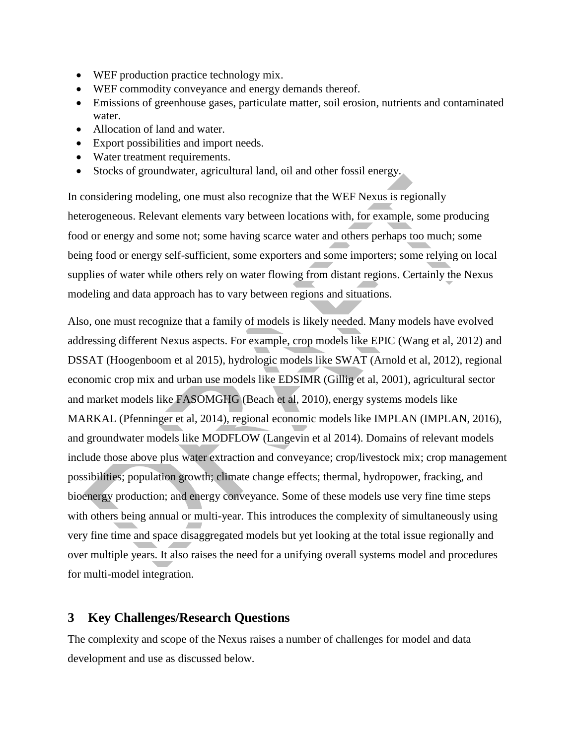- WEF production practice technology mix.
- WEF commodity conveyance and energy demands thereof.
- Emissions of greenhouse gases, particulate matter, soil erosion, nutrients and contaminated water.
- Allocation of land and water.
- Export possibilities and import needs.
- Water treatment requirements.
- Stocks of groundwater, agricultural land, oil and other fossil energy.

In considering modeling, one must also recognize that the WEF Nexus is regionally heterogeneous. Relevant elements vary between locations with, for example, some producing food or energy and some not; some having scarce water and others perhaps too much; some being food or energy self-sufficient, some exporters and some importers; some relying on local supplies of water while others rely on water flowing from distant regions. Certainly the Nexus modeling and data approach has to vary between regions and situations.

Also, one must recognize that a family of models is likely needed. Many models have evolved addressing different Nexus aspects. For example, crop models like EPIC (Wang et al, 2012) and DSSAT (Hoogenboom et al 2015), hydrologic models like SWAT (Arnold et al, 2012), regional economic crop mix and urban use models like EDSIMR (Gillig et al, 2001), agricultural sector and market models like FASOMGHG (Beach et al, 2010), energy systems models like MARKAL (Pfenninger et al, 2014), regional economic models like IMPLAN (IMPLAN, 2016), and groundwater models like MODFLOW (Langevin et al 2014). Domains of relevant models include those above plus water extraction and conveyance; crop/livestock mix; crop management possibilities; population growth; climate change effects; thermal, hydropower, fracking, and bioenergy production; and energy conveyance. Some of these models use very fine time steps with others being annual or multi-year. This introduces the complexity of simultaneously using very fine time and space disaggregated models but yet looking at the total issue regionally and over multiple years. It also raises the need for a unifying overall systems model and procedures for multi-model integration.

## 3 Key Challenges/Research Questions

The complexity and scope of the Nexus raises a number of challenges for model and data development and use as discussed below.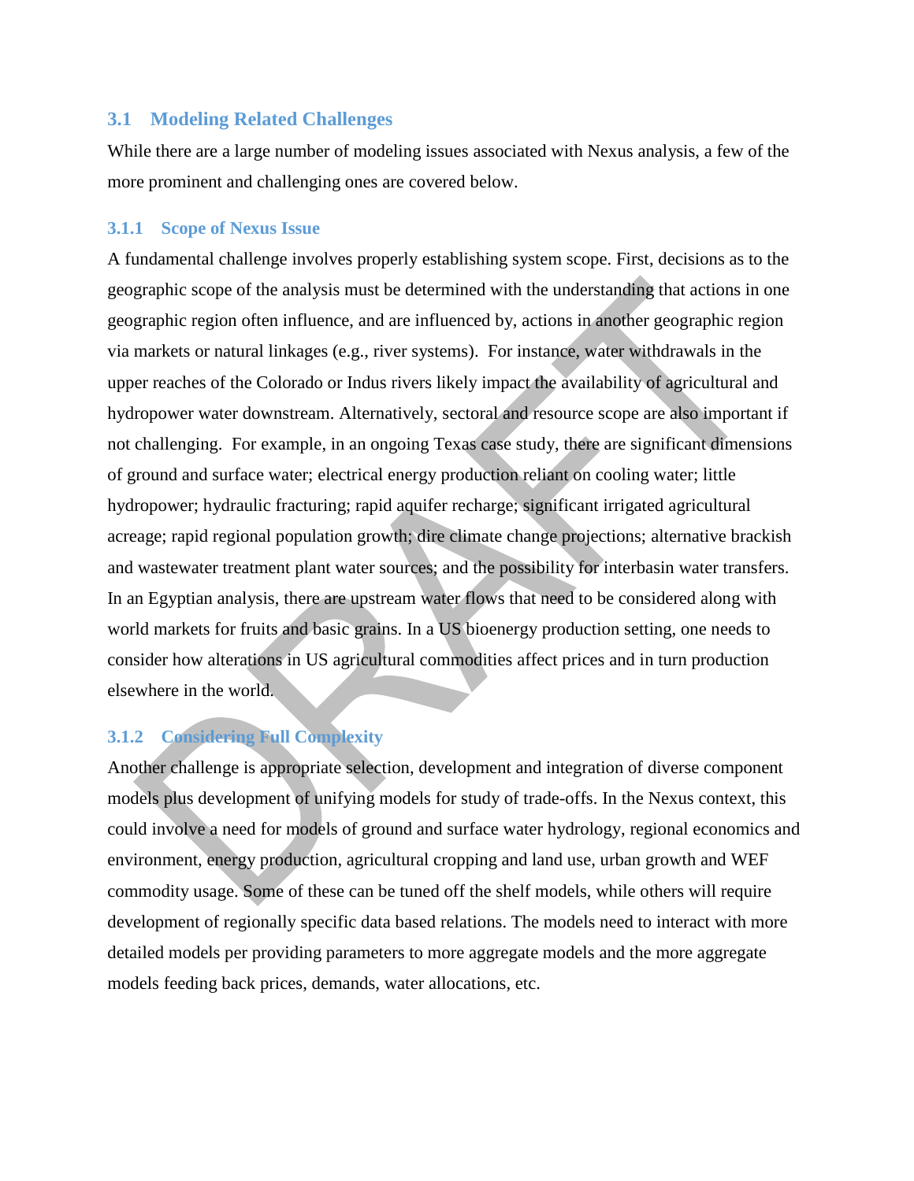## 3.1 Modeling Related Challenges

While there are a large number of modeling issues associated with Nexus analysis, a few of the more prominent and challenging ones are covered below.

### 3.1.1 Scope of Nexus Issue

A fundamental challenge involves properly establishing system scope. First, decisions as to the geographic scope of the analysis must be determined with the understanding that actions in one geographic region often influence, and are influenced by, actions in another geographic region via markets or natural linkages (e.g., river systems). For instance, water withdrawals in the upper reaches of the Colorado or Indus rivers likely impact the availability of agricultural and hydropower water downstream. Alternatively, sectoral and resource scope are also important if not challenging. For example, in an ongoing Texas case study, there are significant dimensions of ground and surface water; electrical energy production reliant on cooling water; little hydropower; hydraulic fracturing; rapid aquifer recharge; significant irrigated agricultural acreage; rapid regional population growth; dire climate change projections; alternative brackish and wastewater treatment plant water sources; and the possibility for interbasin water transfers. In an Egyptian analysis, there are upstream water flows that need to be considered along with world markets for fruits and basic grains. In a US bioenergy production setting, one needs to consider how alterations in US agricultural commodities affect prices and in turn production elsewhere in the world.

### 3.1.2 Considering Full Complexity

Another challenge is appropriate selection, development and integration of diverse component models plus development of unifying models for study of trade-offs. In the Nexus context, this could involve a need for models of ground and surface water hydrology, regional economics and environment, energy production, agricultural cropping and land use, urban growth and WEF commodity usage. Some of these can be tuned off the shelf models, while others will require development of regionally specific data based relations. The models need to interact with more detailed models per providing parameters to more aggregate models and the more aggregate models feeding back prices, demands, water allocations, etc.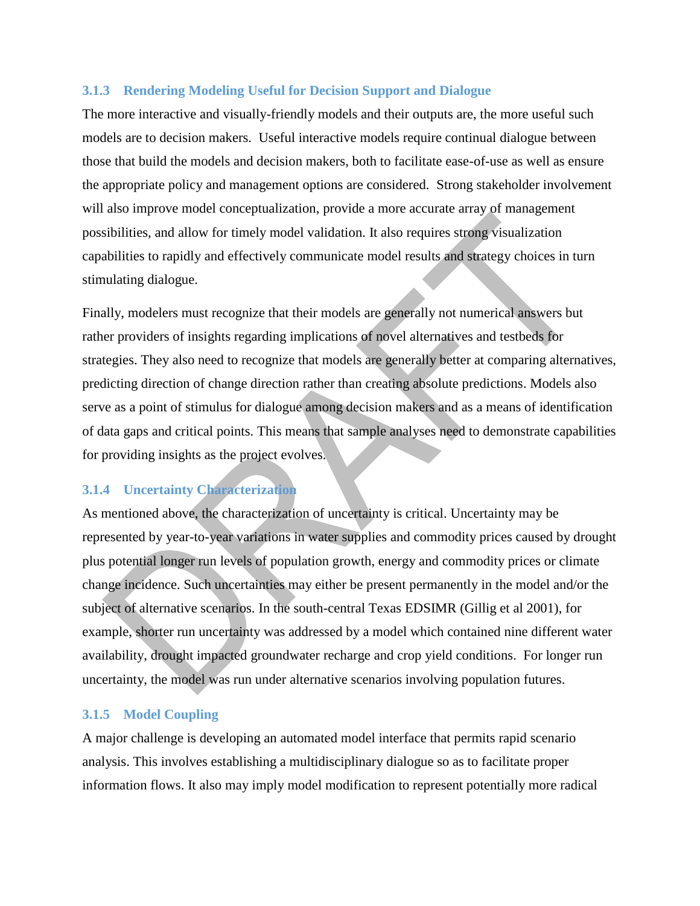### 3.1.3 Rendering Modeling Useful for Decision Support and Dialogue

The more interactive and visually-friendly models and their outputs are, the more useful such models are to decision makers. Useful interactive models require continual dialogue between those that build the models and decision makers, both to facilitate ease-of-use as well as ensure the appropriate policy and management options are considered. Strong stakeholder involvement will also improve model conceptualization, provide a more accurate array of management possibilities, and allow for timely model validation. It also requires strong visualization capabilities to rapidly and effectively communicate model results and strategy choices in turn stimulating dialogue.

Finally, modelers must recognize that their models are generally not numerical answers but rather providers of insights regarding implications of novel alternatives and testbeds for strategies. They also need to recognize that models are generally better at comparing alternatives, predicting direction of change direction rather than creating absolute predictions. Models also serve as a point of stimulus for dialogue among decision makers and as a means of identification of data gaps and critical points. This means that sample analyses need to demonstrate capabilities for providing insights as the project evolves.

### 3.1.4 Uncertainty Characterization

As mentioned above, the characterization of uncertainty is critical. Uncertainty may be represented by year-to-year variations in water supplies and commodity prices caused by drought plus potential longer run levels of population growth, energy and commodity prices or climate change incidence. Such uncertainties may either be present permanently in the model and/or the subject of alternative scenarios. In the south-central Texas EDSIMR (Gillig et al 2001), for example, shorter run uncertainty was addressed by a model which contained nine different water availability, drought impacted groundwater recharge and crop yield conditions. For longer run uncertainty, the model was run under alternative scenarios involving population futures.

### 3.1.5 Model Coupling

A major challenge is developing an automated model interface that permits rapid scenario analysis. This involves establishing a multidisciplinary dialogue so as to facilitate proper information flows. It also may imply model modification to represent potentially more radical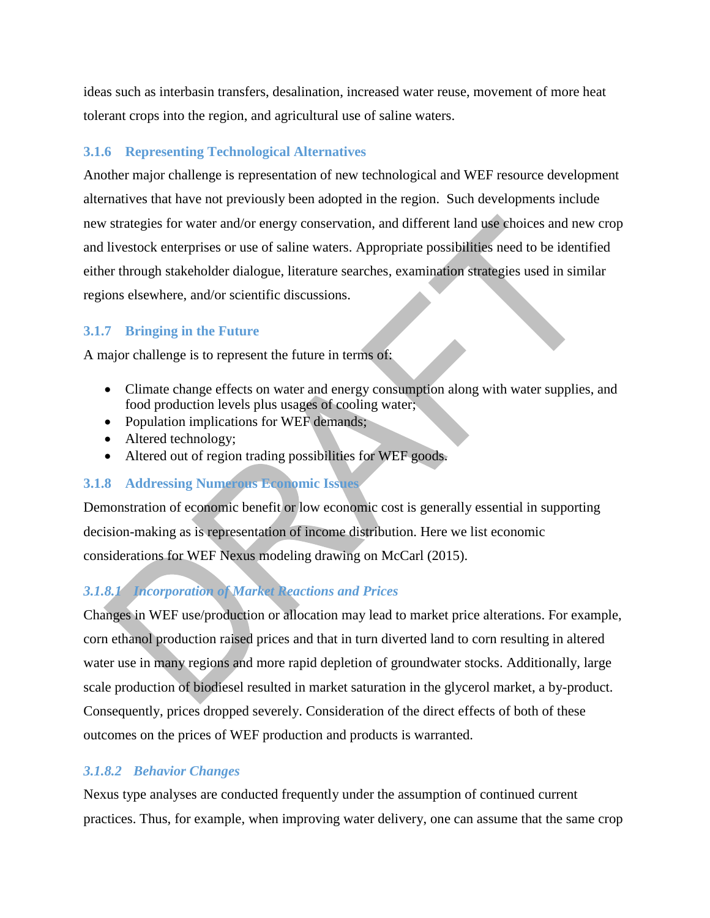ideas such as interbasin transfers, desalination, increased water reuse, movement of more heat tolerant crops into the region, and agricultural use of saline waters.

### 3.1.6 Representing Technological Alternatives

Another major challenge is representation of new technological and WEF resource development alternatives that have not previously been adopted in the region. Such developments include new strategies for water and/or energy conservation, and different land use choices and new crop and livestock enterprises or use of saline waters. Appropriate possibilities need to be identified either through stakeholder dialogue, literature searches, examination strategies used in similar regions elsewhere, and/or scientific discussions.

### 3.1.7 Bringing in the Future

A major challenge is to represent the future in terms of:

- Climate change effects on water and energy consumption along with water supplies, and food production levels plus usages of cooling water;
- Population implications for WEF demands;
- Altered technology;
- Altered out of region trading possibilities for WEF goods.

### 3.1.8 Addressing Numerous Economic Issues

Demonstration of economic benefit or low economic cost is generally essential in supporting decision-making as is representation of income distribution. Here we list economic considerations for WEF Nexus modeling drawing on McCarl (2015).

#### *3.1.8.1 Incorporation of Market Reactions and Prices*

Changes in WEF use/production or allocation may lead to market price alterations. For example, corn ethanol production raised prices and that in turn diverted land to corn resulting in altered water use in many regions and more rapid depletion of groundwater stocks. Additionally, large scale production of biodiesel resulted in market saturation in the glycerol market, a by-product. Consequently, prices dropped severely. Consideration of the direct effects of both of these outcomes on the prices of WEF production and products is warranted.

#### *3.1.8.2 Behavior Changes*

Nexus type analyses are conducted frequently under the assumption of continued current practices. Thus, for example, when improving water delivery, one can assume that the same crop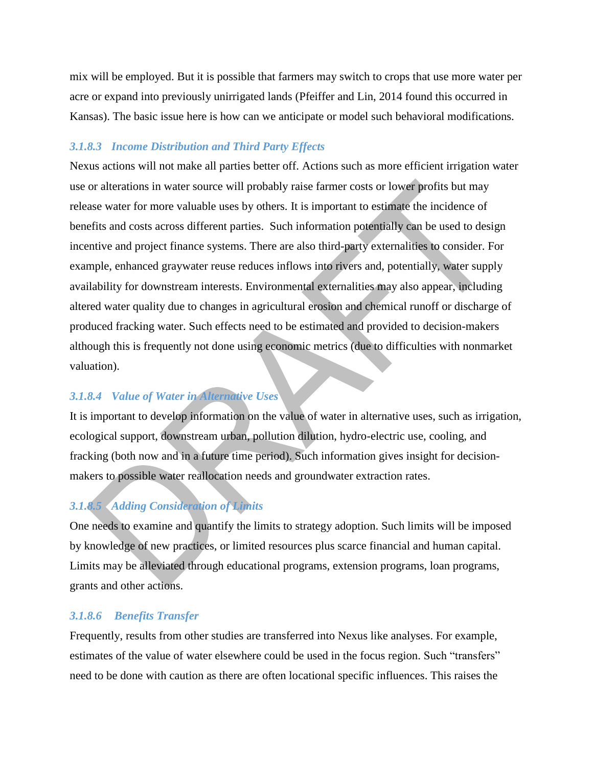mix will be employed. But it is possible that farmers may switch to crops that use more water per acre or expand into previously unirrigated lands (Pfeiffer and Lin, 2014 found this occurred in Kansas). The basic issue here is how can we anticipate or model such behavioral modifications.

#### *3.1.8.3 Income Distribution and Third Party Effects*

Nexus actions will not make all parties better off. Actions such as more efficient irrigation water use or alterations in water source will probably raise farmer costs or lower profits but may release water for more valuable uses by others. It is important to estimate the incidence of benefits and costs across different parties. Such information potentially can be used to design incentive and project finance systems. There are also third-party externalities to consider. For example, enhanced graywater reuse reduces inflows into rivers and, potentially, water supply availability for downstream interests. Environmental externalities may also appear, including altered water quality due to changes in agricultural erosion and chemical runoff or discharge of produced fracking water. Such effects need to be estimated and provided to decision-makers although this is frequently not done using economic metrics (due to difficulties with nonmarket valuation).

#### *3.1.8.4 Value of Water in Alternative Uses*

It is important to develop information on the value of water in alternative uses, such as irrigation, ecological support, downstream urban, pollution dilution, hydro-electric use, cooling, and fracking (both now and in a future time period). Such information gives insight for decision-makers to possible water reallocation needs and groundwater extraction rates.

#### *3.1.8.5 Adding Consideration of Limits*

One needs to examine and quantify the limits to strategy adoption. Such limits will be imposed by knowledge of new practices, or limited resources plus scarce financial and human capital. Limits may be alleviated through educational programs, extension programs, loan programs, grants and other actions.

#### *3.1.8.6 Benefits Transfer*

Frequently, results from other studies are transferred into Nexus like analyses. For example, estimates of the value of water elsewhere could be used in the focus region. Such "transfers" need to be done with caution as there are often locational specific influences. This raises the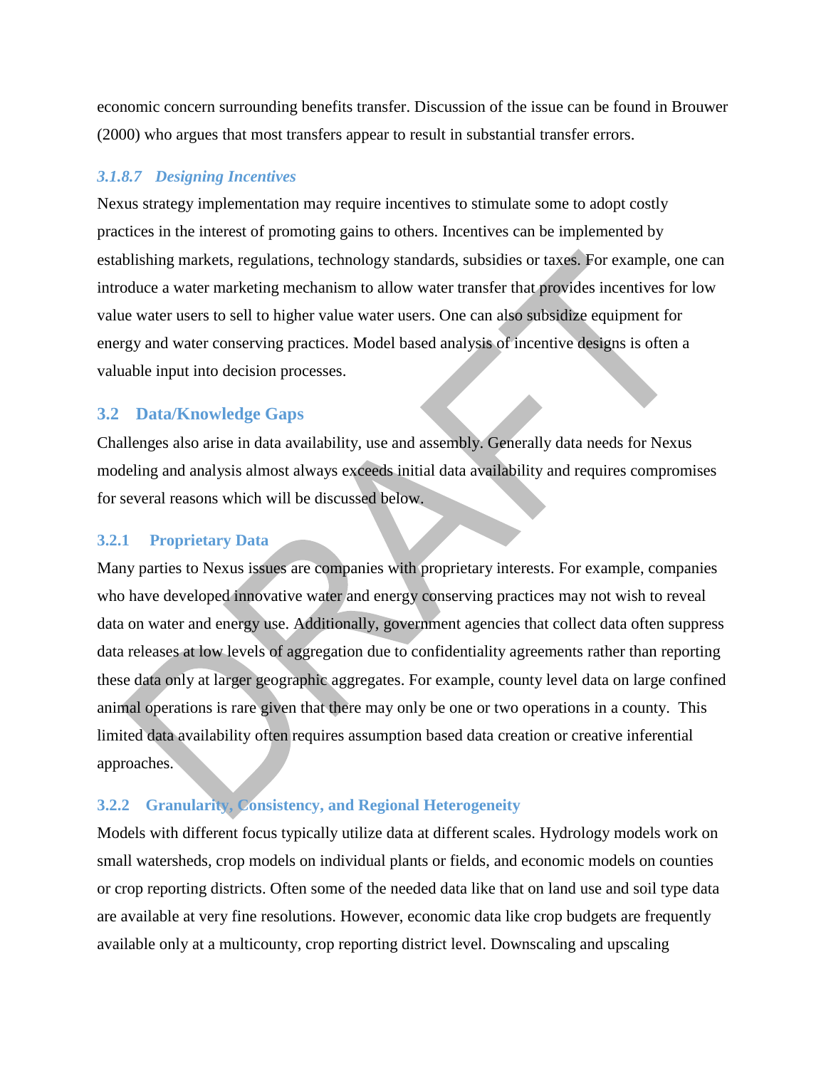economic concern surrounding benefits transfer. Discussion of the issue can be found in Brouwer (2000) who argues that most transfers appear to result in substantial transfer errors.

##### *3.1.8.7 Designing Incentives*

Nexus strategy implementation may require incentives to stimulate some to adopt costly practices in the interest of promoting gains to others. Incentives can be implemented by establishing markets, regulations, technology standards, subsidies or taxes. For example, one can introduce a water marketing mechanism to allow water transfer that provides incentives for low value water users to sell to higher value water users. One can also subsidize equipment for energy and water conserving practices. Model based analysis of incentive designs is often a valuable input into decision processes.

## 3.2 Data/Knowledge Gaps

Challenges also arise in data availability, use and assembly. Generally data needs for Nexus modeling and analysis almost always exceeds initial data availability and requires compromises for several reasons which will be discussed below.

### 3.2.1 Proprietary Data

Many parties to Nexus issues are companies with proprietary interests. For example, companies who have developed innovative water and energy conserving practices may not wish to reveal data on water and energy use. Additionally, government agencies that collect data often suppress data releases at low levels of aggregation due to confidentiality agreements rather than reporting these data only at larger geographic aggregates. For example, county level data on large confined animal operations is rare given that there may only be one or two operations in a county. This limited data availability often requires assumption based data creation or creative inferential approaches.

### 3.2.2 Granularity, Consistency, and Regional Heterogeneity

Models with different focus typically utilize data at different scales. Hydrology models work on small watersheds, crop models on individual plants or fields, and economic models on counties or crop reporting districts. Often some of the needed data like that on land use and soil type data are available at very fine resolutions. However, economic data like crop budgets are frequently available only at a multicounty, crop reporting district level. Downscaling and upscaling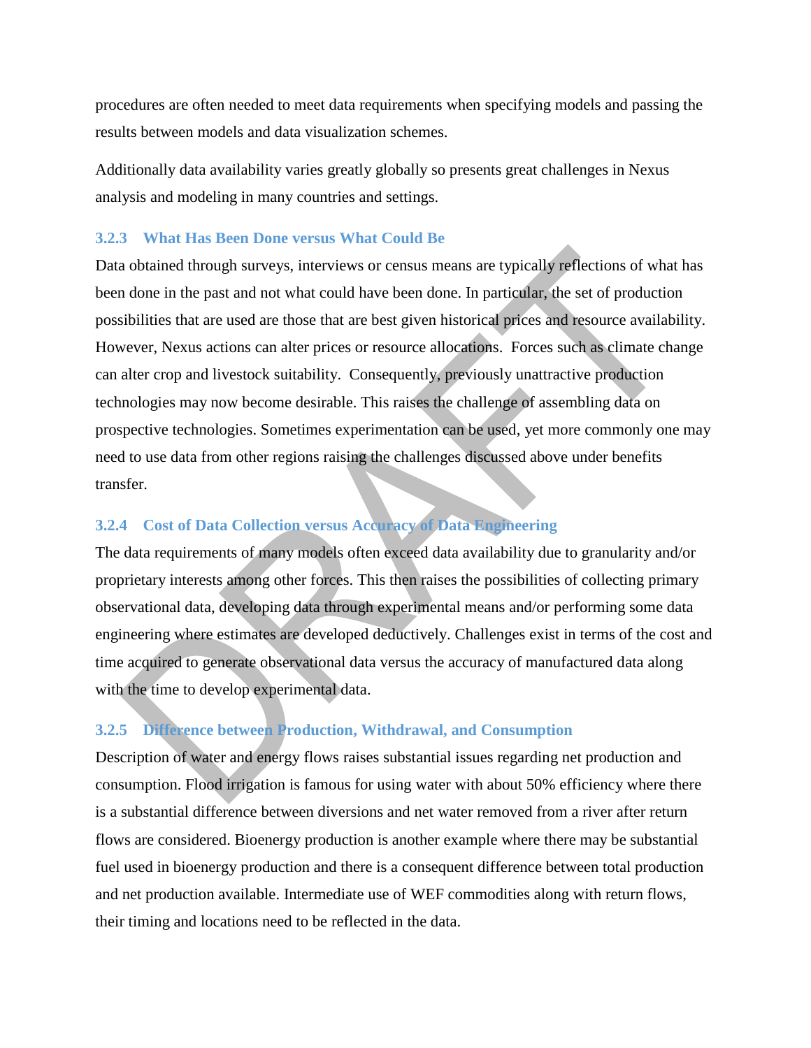procedures are often needed to meet data requirements when specifying models and passing the results between models and data visualization schemes.

Additionally data availability varies greatly globally so presents great challenges in Nexus analysis and modeling in many countries and settings.

### 3.2.3 What Has Been Done versus What Could Be

Data obtained through surveys, interviews or census means are typically reflections of what has been done in the past and not what could have been done. In particular, the set of production possibilities that are used are those that are best given historical prices and resource availability. However, Nexus actions can alter prices or resource allocations. Forces such as climate change can alter crop and livestock suitability. Consequently, previously unattractive production technologies may now become desirable. This raises the challenge of assembling data on prospective technologies. Sometimes experimentation can be used, yet more commonly one may need to use data from other regions raising the challenges discussed above under benefits transfer.

### 3.2.4 Cost of Data Collection versus Accuracy of Data Engineering

The data requirements of many models often exceed data availability due to granularity and/or proprietary interests among other forces. This then raises the possibilities of collecting primary observational data, developing data through experimental means and/or performing some data engineering where estimates are developed deductively. Challenges exist in terms of the cost and time acquired to generate observational data versus the accuracy of manufactured data along with the time to develop experimental data.

### 3.2.5 Difference between Production, Withdrawal, and Consumption

Description of water and energy flows raises substantial issues regarding net production and consumption. Flood irrigation is famous for using water with about 50% efficiency where there is a substantial difference between diversions and net water removed from a river after return flows are considered. Bioenergy production is another example where there may be substantial fuel used in bioenergy production and there is a consequent difference between total production and net production available. Intermediate use of WEF commodities along with return flows, their timing and locations need to be reflected in the data.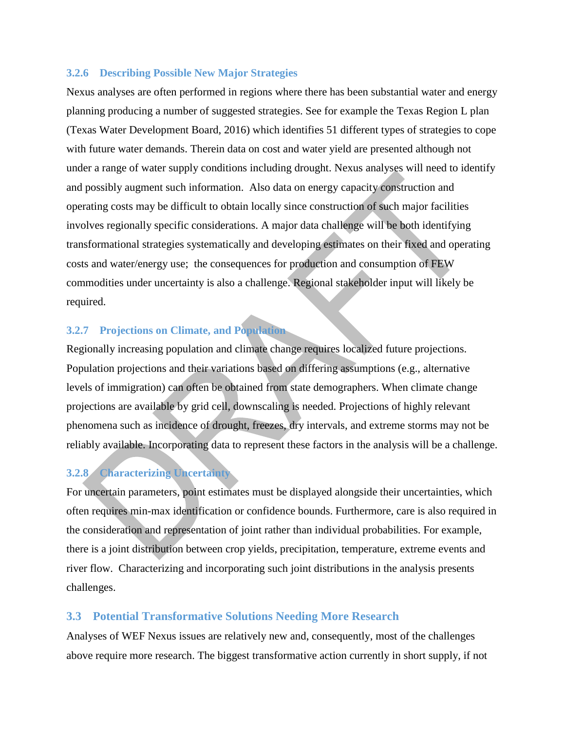### 3.2.6 Describing Possible New Major Strategies

Nexus analyses are often performed in regions where there has been substantial water and energy planning producing a number of suggested strategies. See for example the Texas Region L plan (Texas Water Development Board, 2016) which identifies 51 different types of strategies to cope with future water demands. Therein data on cost and water yield are presented although not under a range of water supply conditions including drought. Nexus analyses will need to identify and possibly augment such information. Also data on energy capacity construction and operating costs may be difficult to obtain locally since construction of such major facilities involves regionally specific considerations. A major data challenge will be both identifying transformational strategies systematically and developing estimates on their fixed and operating costs and water/energy use; the consequences for production and consumption of FEW commodities under uncertainty is also a challenge. Regional stakeholder input will likely be required.

### 3.2.7 Projections on Climate, and Population

Regionally increasing population and climate change requires localized future projections. Population projections and their variations based on differing assumptions (e.g., alternative levels of immigration) can often be obtained from state demographers. When climate change projections are available by grid cell, downscaling is needed. Projections of highly relevant phenomena such as incidence of drought, freezes, dry intervals, and extreme storms may not be reliably available. Incorporating data to represent these factors in the analysis will be a challenge.

### 3.2.8 Characterizing Uncertainty

For uncertain parameters, point estimates must be displayed alongside their uncertainties, which often requires min-max identification or confidence bounds. Furthermore, care is also required in the consideration and representation of joint rather than individual probabilities. For example, there is a joint distribution between crop yields, precipitation, temperature, extreme events and river flow. Characterizing and incorporating such joint distributions in the analysis presents challenges.

## 3.3 Potential Transformative Solutions Needing More Research

Analyses of WEF Nexus issues are relatively new and, consequently, most of the challenges above require more research. The biggest transformative action currently in short supply, if not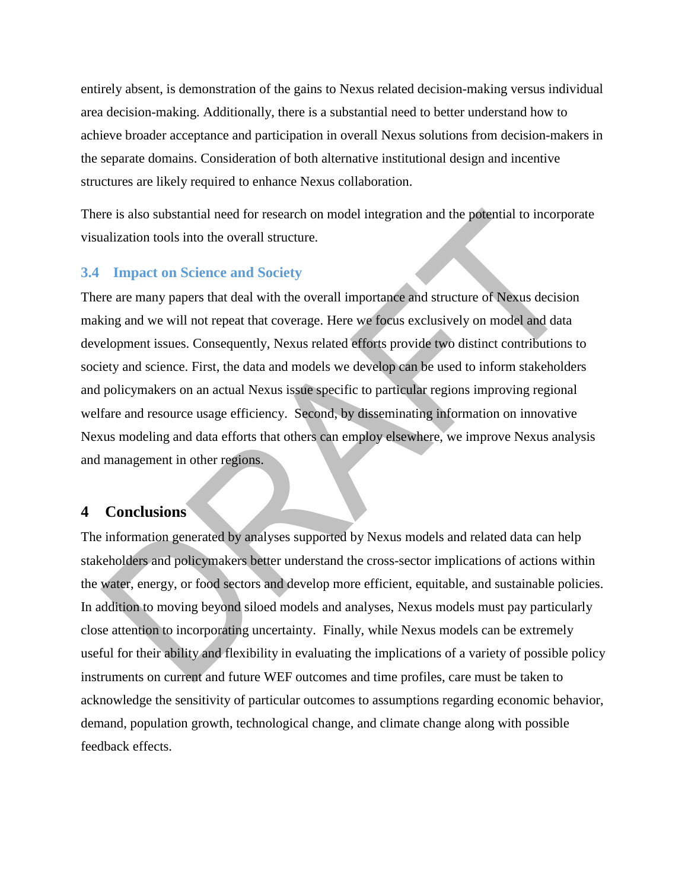entirely absent, is demonstration of the gains to Nexus related decision-making versus individual area decision-making. Additionally, there is a substantial need to better understand how to achieve broader acceptance and participation in overall Nexus solutions from decision-makers in the separate domains. Consideration of both alternative institutional design and incentive structures are likely required to enhance Nexus collaboration.

There is also substantial need for research on model integration and the potential to incorporate visualization tools into the overall structure.

### 3.4 Impact on Science and Society

There are many papers that deal with the overall importance and structure of Nexus decision making and we will not repeat that coverage. Here we focus exclusively on model and data development issues. Consequently, Nexus related efforts provide two distinct contributions to society and science. First, the data and models we develop can be used to inform stakeholders and policymakers on an actual Nexus issue specific to particular regions improving regional welfare and resource usage efficiency. Second, by disseminating information on innovative Nexus modeling and data efforts that others can employ elsewhere, we improve Nexus analysis and management in other regions.

## 4 Conclusions

The information generated by analyses supported by Nexus models and related data can help stakeholders and policymakers better understand the cross-sector implications of actions within the water, energy, or food sectors and develop more efficient, equitable, and sustainable policies. In addition to moving beyond siloed models and analyses, Nexus models must pay particularly close attention to incorporating uncertainty. Finally, while Nexus models can be extremely useful for their ability and flexibility in evaluating the implications of a variety of possible policy instruments on current and future WEF outcomes and time profiles, care must be taken to acknowledge the sensitivity of particular outcomes to assumptions regarding economic behavior, demand, population growth, technological change, and climate change along with possible feedback effects.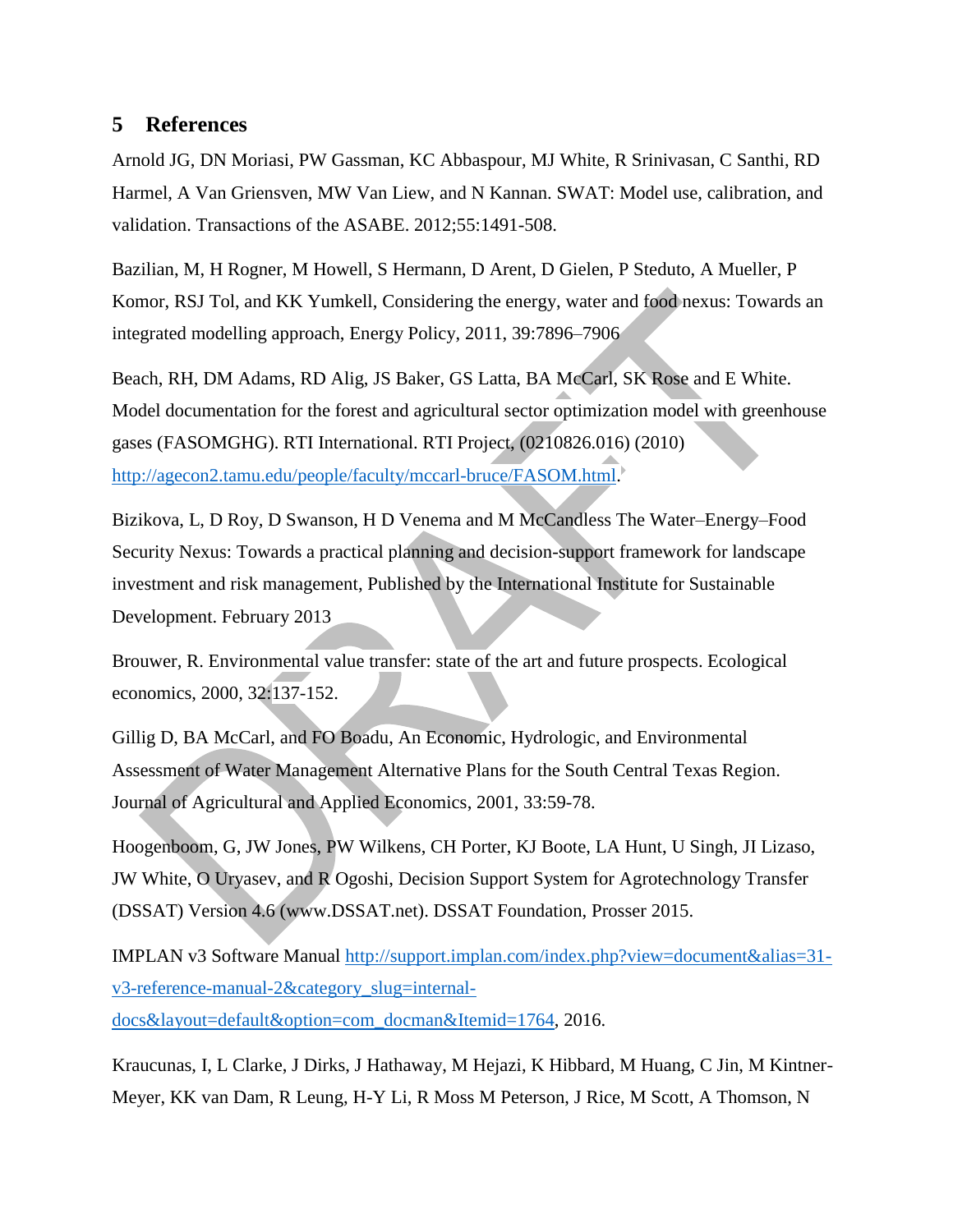## 5 References

Arnold JG, DN Moriasi, PW Gassman, KC Abbaspour, MJ White, R Srinivasan, C Santhi, RD Harmel, A Van Griensven, MW Van Liew, and N Kannan. SWAT: Model use, calibration, and validation. Transactions of the ASABE. 2012;55:1491-508.

Bazilian, M, H Rogner, M Howell, S Hermann, D Arent, D Gielen, P Steduto, A Mueller, P Komor, RSJ Tol, and KK Yumkell, Considering the energy, water and food nexus: Towards an integrated modelling approach, Energy Policy, 2011, 39:7896–7906

Beach, RH, DM Adams, RD Alig, JS Baker, GS Latta, BA McCarl, SK Rose and E White. Model documentation for the forest and agricultural sector optimization model with greenhouse gases (FASOMGHG). RTI International. RTI Project, (0210826.016) (2010) http://agecon2.tamu.edu/people/faculty/mccarl-bruce/FASOM.html.

Bizikova, L, D Roy, D Swanson, H D Venema and M McCandless The Water–Energy–Food Security Nexus: Towards a practical planning and decision-support framework for landscape investment and risk management, Published by the International Institute for Sustainable Development. February 2013

Brouwer, R. Environmental value transfer: state of the art and future prospects. Ecological economics, 2000, 32:137-152.

Gillig D, BA McCarl, and FO Boadu, An Economic, Hydrologic, and Environmental Assessment of Water Management Alternative Plans for the South Central Texas Region. Journal of Agricultural and Applied Economics, 2001, 33:59-78.

Hoogenboom, G, JW Jones, PW Wilkens, CH Porter, KJ Boote, LA Hunt, U Singh, JI Lizaso, JW White, O Uryasev, and R Ogoshi, Decision Support System for Agrotechnology Transfer (DSSAT) Version 4.6 (www.DSSAT.net). DSSAT Foundation, Prosser 2015.

IMPLAN v3 Software Manual http://support.implan.com/index.php?view=document&alias=31-v3-reference-manual-2&category_slug=internal-docs&layout=default&option=com_docman&Itemid=1764, 2016.

Kraucunas, I, L Clarke, J Dirks, J Hathaway, M Hejazi, K Hibbard, M Huang, C Jin, M Kintner-Meyer, KK van Dam, R Leung, H-Y Li, R Moss M Peterson, J Rice, M Scott, A Thomson, N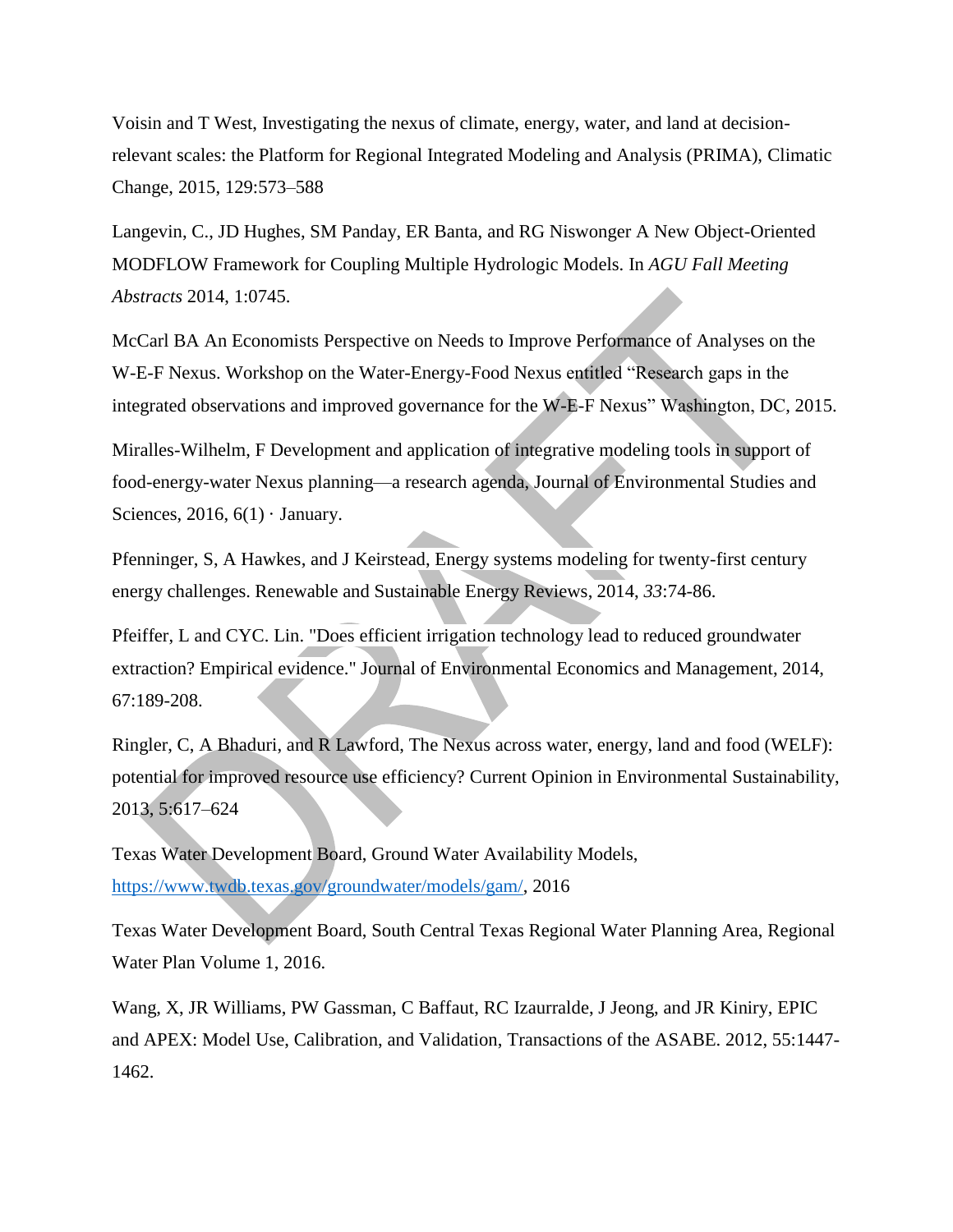Voisin and T West, Investigating the nexus of climate, energy, water, and land at decision-relevant scales: the Platform for Regional Integrated Modeling and Analysis (PRIMA), Climatic Change, 2015, 129:573–588

Langevin, C., JD Hughes, SM Panday, ER Banta, and RG Niswonger A New Object-Oriented MODFLOW Framework for Coupling Multiple Hydrologic Models. In *AGU Fall Meeting Abstracts* 2014, 1:0745.

McCarl BA An Economists Perspective on Needs to Improve Performance of Analyses on the W-E-F Nexus. Workshop on the Water-Energy-Food Nexus entitled "Research gaps in the integrated observations and improved governance for the W-E-F Nexus" Washington, DC, 2015.

Miralles-Wilhelm, F Development and application of integrative modeling tools in support of food-energy-water Nexus planning—a research agenda, Journal of Environmental Studies and Sciences, 2016, 6(1) · January.

Pfenninger, S, A Hawkes, and J Keirstead, Energy systems modeling for twenty-first century energy challenges. Renewable and Sustainable Energy Reviews, 2014, *33*:74-86.

Pfeiffer, L and CYC. Lin. "Does efficient irrigation technology lead to reduced groundwater extraction? Empirical evidence." Journal of Environmental Economics and Management, 2014, 67:189-208.

Ringler, C, A Bhaduri, and R Lawford, The Nexus across water, energy, land and food (WELF): potential for improved resource use efficiency? Current Opinion in Environmental Sustainability, 2013, 5:617–624

Texas Water Development Board, Ground Water Availability Models, https://www.twdb.texas.gov/groundwater/models/gam/, 2016

Texas Water Development Board, South Central Texas Regional Water Planning Area, Regional Water Plan Volume 1, 2016.

Wang, X, JR Williams, PW Gassman, C Baffaut, RC Izaurralde, J Jeong, and JR Kiniry, EPIC and APEX: Model Use, Calibration, and Validation, Transactions of the ASABE. 2012, 55:1447-1462.